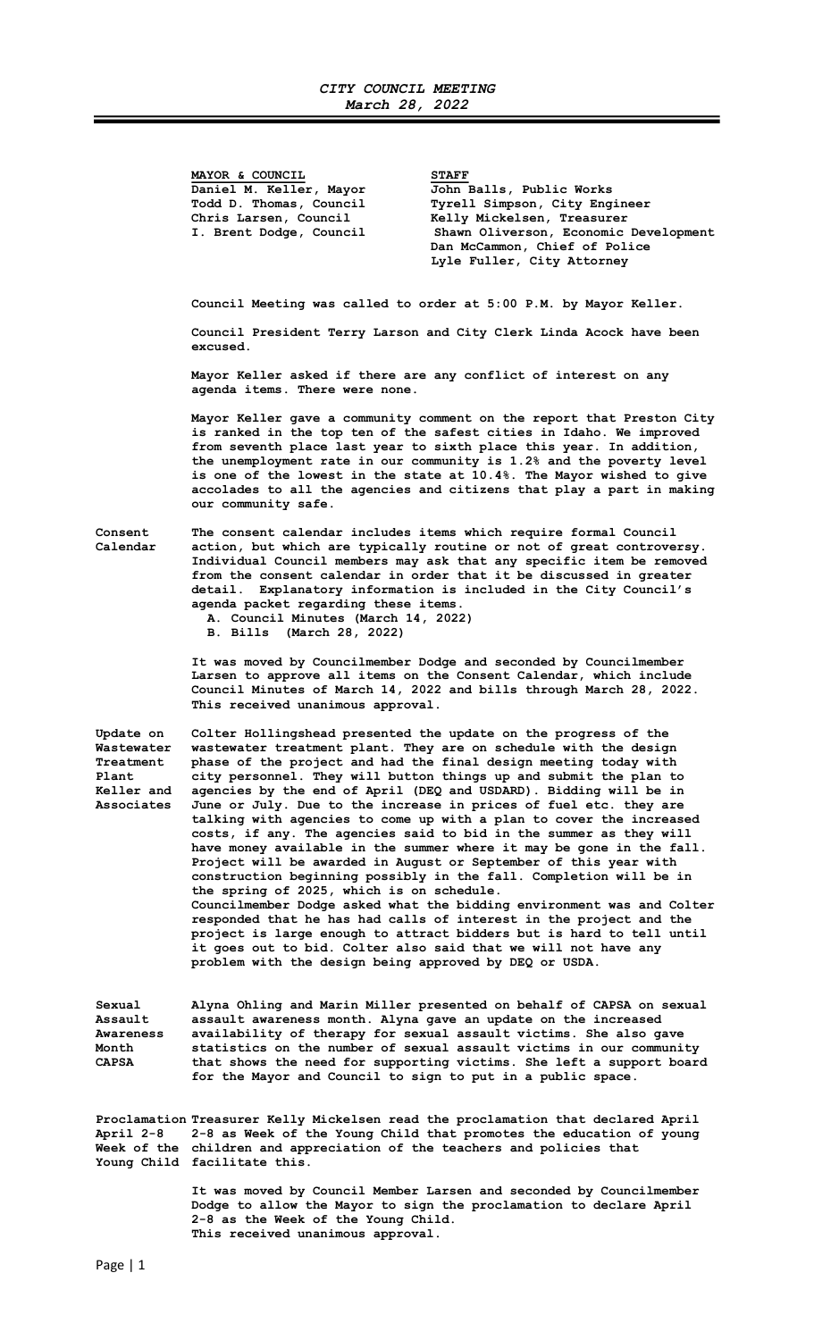# *CITY COUNCIL MEETING*
## *March 28, 2022*

| **MAYOR & COUNCIL** | **STAFF** |
|---|---|
| **Daniel M. Keller, Mayor** | **John Balls, Public Works** |
| **Todd D. Thomas, Council** | **Tyrell Simpson, City Engineer** |
| **Chris Larsen, Council** | **Kelly Mickelsen, Treasurer** |
| **I. Brent Dodge, Council** | **Shawn Oliverson, Economic Development** |
| | **Dan McCammon, Chief of Police** |
| | **Lyle Fuller, City Attorney** |

**Council Meeting was called to order at 5:00 P.M. by Mayor Keller.**

**Council President Terry Larson and City Clerk Linda Acock have been excused.**

**Mayor Keller asked if there are any conflict of interest on any agenda items. There were none.**

**Mayor Keller gave a community comment on the report that Preston City is ranked in the top ten of the safest cities in Idaho. We improved from seventh place last year to sixth place this year. In addition, the unemployment rate in our community is 1.2% and the poverty level is one of the lowest in the state at 10.4%. The Mayor wished to give accolades to all the agencies and citizens that play a part in making our community safe.**

**Consent Calendar**

**The consent calendar includes items which require formal Council action, but which are typically routine or not of great controversy. Individual Council members may ask that any specific item be removed from the consent calendar in order that it be discussed in greater detail. Explanatory information is included in the City Council's agenda packet regarding these items.**

**A. Council Minutes (March 14, 2022)**
**B. Bills (March 28, 2022)**

**It was moved by Councilmember Dodge and seconded by Councilmember Larsen to approve all items on the Consent Calendar, which include Council Minutes of March 14, 2022 and bills through March 28, 2022. This received unanimous approval.**

**Update on Wastewater Treatment Plant Keller and Associates**

**Colter Hollingshead presented the update on the progress of the wastewater treatment plant. They are on schedule with the design phase of the project and had the final design meeting today with city personnel. They will button things up and submit the plan to agencies by the end of April (DEQ and USDARD). Bidding will be in June or July. Due to the increase in prices of fuel etc. they are talking with agencies to come up with a plan to cover the increased costs, if any. The agencies said to bid in the summer as they will have money available in the summer where it may be gone in the fall. Project will be awarded in August or September of this year with construction beginning possibly in the fall. Completion will be in the spring of 2025, which is on schedule.**
**Councilmember Dodge asked what the bidding environment was and Colter responded that he has had calls of interest in the project and the project is large enough to attract bidders but is hard to tell until it goes out to bid. Colter also said that we will not have any problem with the design being approved by DEQ or USDA.**

**Sexual Assault Awareness Month CAPSA**

**Alyna Ohling and Marin Miller presented on behalf of CAPSA on sexual assault awareness month. Alyna gave an update on the increased availability of therapy for sexual assault victims. She also gave statistics on the number of sexual assault victims in our community that shows the need for supporting victims. She left a support board for the Mayor and Council to sign to put in a public space.**

**Proclamation April 2-8 Week of the Young Child**

**Treasurer Kelly Mickelsen read the proclamation that declared April 2-8 as Week of the Young Child that promotes the education of young children and appreciation of the teachers and policies that facilitate this.**

**It was moved by Council Member Larsen and seconded by Councilmember Dodge to allow the Mayor to sign the proclamation to declare April 2-8 as the Week of the Young Child.**
**This received unanimous approval.**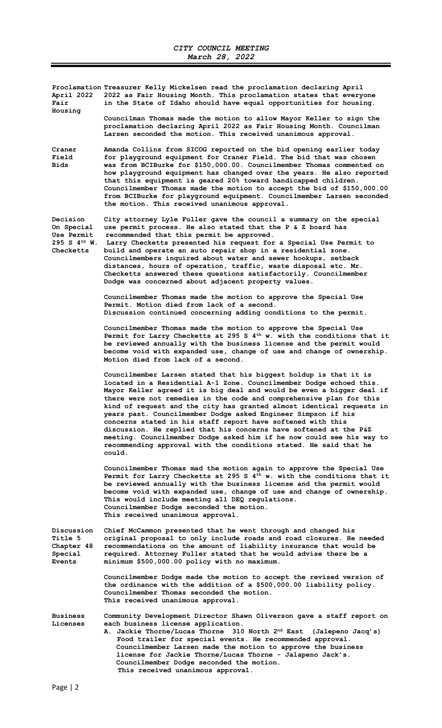# CITY COUNCIL MEETING
## March 28, 2022

**Proclamation April 2022 Fair Housing**

Treasurer Kelly Mickelsen read the proclamation declaring April 2022 as Fair Housing Month. This proclamation states that everyone in the State of Idaho should have equal opportunities for housing.

Councilman Thomas made the motion to allow Mayor Keller to sign the proclamation declaring April 2022 as Fair Housing Month. Councilman Larsen seconded the motion. This received unanimous approval.

**Craner Field Bids**

Amanda Collins from SICOG reported on the bid opening earlier today for playground equipment for Craner Field. The bid that was chosen was from BCIBurke for $150,000.00. Councilmember Thomas commented on how playground equipment has changed over the years. He also reported that this equipment is geared 20% toward handicapped children. Councilmember Thomas made the motion to accept the bid of $150,000.00 from BCIBurke for playground equipment. Councilmember Larsen seconded the motion. This received unanimous approval.

**Decision On Special Use Permit 295 S 4th W. Checketts**

City attorney Lyle Fuller gave the council a summary on the special use permit process. He also stated that the P & Z board has recommended that this permit be approved.
Larry Checketts presented his request for a Special Use Permit to build and operate an auto repair shop in a residential zone. Councilmembers inquired about water and sewer hookups, setback distances, hours of operation, traffic, waste disposal etc. Mr. Checketts answered these questions satisfactorily. Councilmember Dodge was concerned about adjacent property values.

Councilmember Thomas made the motion to approve the Special Use Permit. Motion died from lack of a second.
Discussion continued concerning adding conditions to the permit.

Councilmember Thomas made the motion to approve the Special Use Permit for Larry Checketts at 295 S 4th w. with the conditions that it be reviewed annually with the business license and the permit would become void with expanded use, change of use and change of ownership. Motion died from lack of a second.

Councilmember Larsen stated that his biggest holdup is that it is located in a Residential A-1 Zone. Councilmember Dodge echoed this. Mayor Keller agreed it is big deal and would be even a bigger deal if there were not remedies in the code and comprehensive plan for this kind of request and the city has granted almost identical requests in years past. Councilmember Dodge asked Engineer Simpson if his concerns stated in his staff report have softened with this discussion. He replied that his concerns have softened at the P&Z meeting. Councilmember Dodge asked him if he now could see his way to recommending approval with the conditions stated. He said that he could.

Councilmember Thomas mad the motion again to approve the Special Use Permit for Larry Checketts at 295 S 4th w. with the conditions that it be reviewed annually with the business license and the permit would become void with expanded use, change of use and change of ownership. This would include meeting all DEQ regulations.
Councilmember Dodge seconded the motion.
This received unanimous approval.

**Discussion Title 5 Chapter 48 Special Events**

Chief McCammon presented that he went through and changed his original proposal to only include roads and road closures. He needed recommendations on the amount of liability insurance that would be required. Attorney Fuller stated that he would advise there be a minimum $500,000.00 policy with no maximum.

Councilmember Dodge made the motion to accept the revised version of the ordinance with the addition of a $500,000.00 liability policy.
Councilmember Thomas seconded the motion.
This received unanimous approval.

**Business Licenses**

Community Development Director Shawn Oliverson gave a staff report on each business license application.

A. Jackie Thorne/Lucas Thorne 310 North 2nd East (Jalepeno Jacq's)
Food trailer for special events. He recommended approval.
Councilmember Larsen made the motion to approve the business license for Jackie Thorne/Lucas Thorne - Jalapeno Jack's.
Councilmember Dodge seconded the motion.
This received unanimous approval.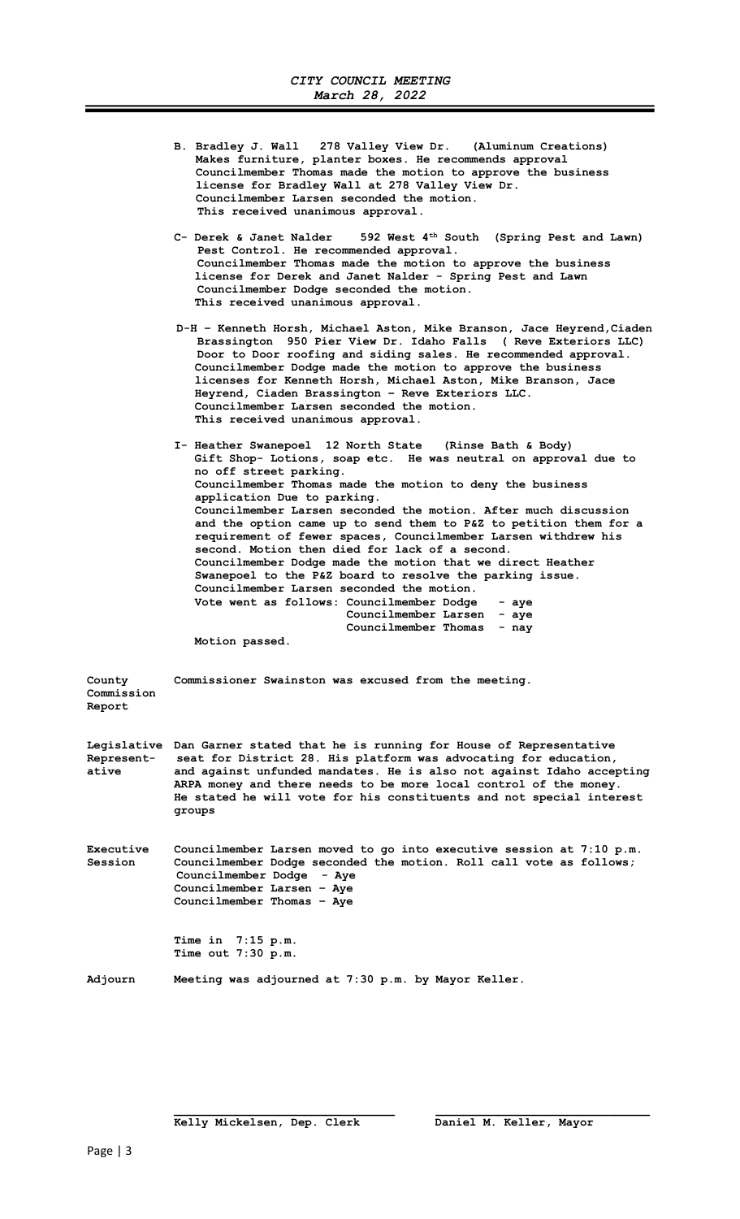B. Bradley J. Wall   278 Valley View Dr.   (Aluminum Creations)
Makes furniture, planter boxes. He recommends approval
Councilmember Thomas made the motion to approve the business license for Bradley Wall at 278 Valley View Dr.
Councilmember Larsen seconded the motion.
This received unanimous approval.

C- Derek & Janet Nalder   592 West 4th South  (Spring Pest and Lawn)
Pest Control. He recommended approval.
Councilmember Thomas made the motion to approve the business license for Derek and Janet Nalder - Spring Pest and Lawn
Councilmember Dodge seconded the motion.
This received unanimous approval.

D-H – Kenneth Horsh, Michael Aston, Mike Branson, Jace Heyrend,Ciaden Brassington  950 Pier View Dr. Idaho Falls  ( Reve Exteriors LLC)
Door to Door roofing and siding sales. He recommended approval.
Councilmember Dodge made the motion to approve the business licenses for Kenneth Horsh, Michael Aston, Mike Branson, Jace Heyrend, Ciaden Brassington – Reve Exteriors LLC.
Councilmember Larsen seconded the motion.
This received unanimous approval.

I- Heather Swanepoel  12 North State   (Rinse Bath & Body)
Gift Shop- Lotions, soap etc.  He was neutral on approval due to no off street parking.
Councilmember Thomas made the motion to deny the business application Due to parking.
Councilmember Larsen seconded the motion. After much discussion and the option came up to send them to P&Z to petition them for a requirement of fewer spaces, Councilmember Larsen withdrew his second. Motion then died for lack of a second.
Councilmember Dodge made the motion that we direct Heather Swanepoel to the P&Z board to resolve the parking issue.
Councilmember Larsen seconded the motion.
Vote went as follows: Councilmember Dodge   - aye
Councilmember Larsen  - aye
Councilmember Thomas  - nay
Motion passed.

**County Commission Report**
Commissioner Swainston was excused from the meeting.

**Legislative Representative**
Dan Garner stated that he is running for House of Representative seat for District 28. His platform was advocating for education, and against unfunded mandates. He is also not against Idaho accepting ARPA money and there needs to be more local control of the money. He stated he will vote for his constituents and not special interest groups

**Executive Session**
Councilmember Larsen moved to go into executive session at 7:10 p.m. Councilmember Dodge seconded the motion. Roll call vote as follows;
Councilmember Dodge  - Aye
Councilmember Larsen – Aye
Councilmember Thomas – Aye

Time in  7:15 p.m.
Time out 7:30 p.m.

**Adjourn**
Meeting was adjourned at 7:30 p.m. by Mayor Keller.

_______________________________          _______________________________
Kelly Mickelsen, Dep. Clerk          Daniel M. Keller, Mayor